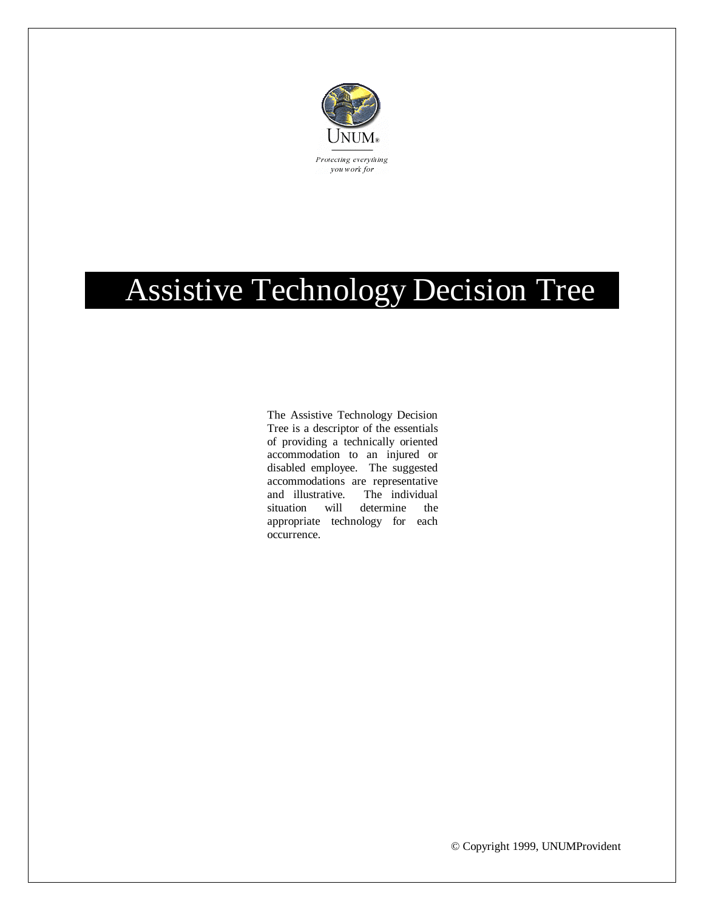UNUM®

*Protecting everything you work for*

# Assistive Technology Decision Tree

The Assistive Technology Decision Tree is a descriptor of the essentials of providing a technically oriented accommodation to an injured or disabled employee. The suggested accommodations are representative and illustrative. The individual situation will determine the appropriate technology for each occurrence.

© Copyright 1999, UNUMProvident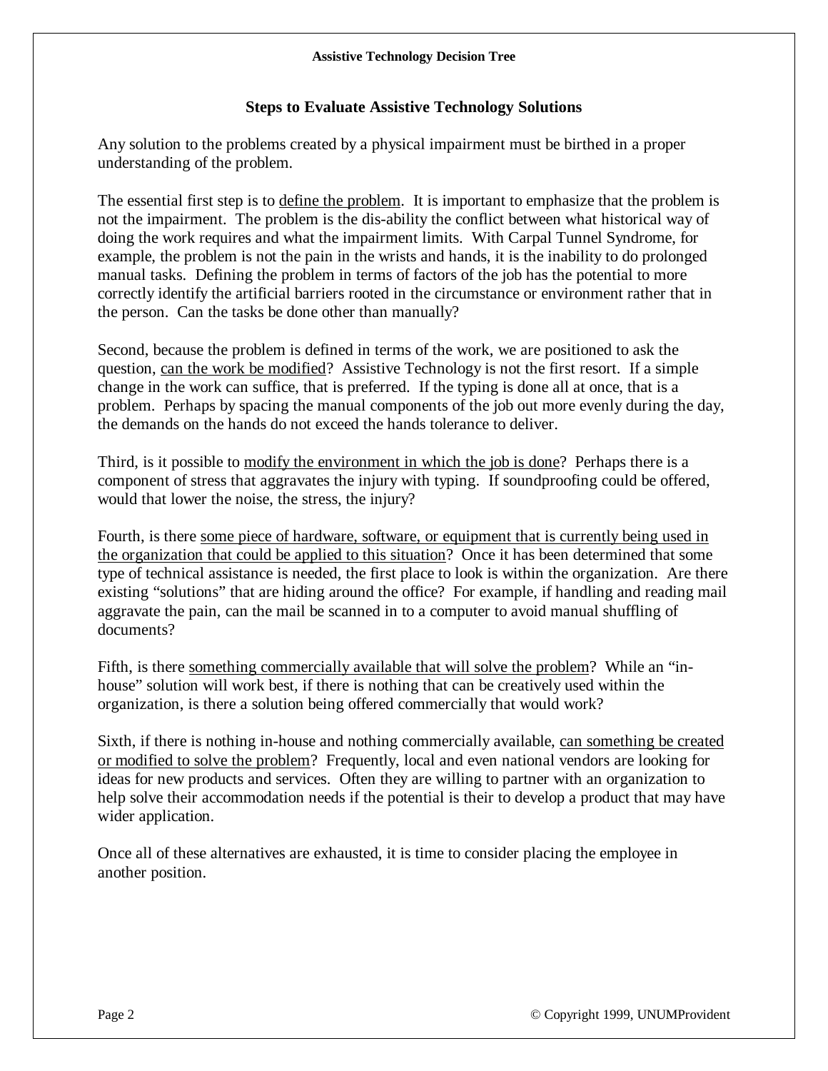## Steps to Evaluate Assistive Technology Solutions

Any solution to the problems created by a physical impairment must be birthed in a proper understanding of the problem.

The essential first step is to define the problem. It is important to emphasize that the problem is not the impairment. The problem is the dis-ability the conflict between what historical way of doing the work requires and what the impairment limits. With Carpal Tunnel Syndrome, for example, the problem is not the pain in the wrists and hands, it is the inability to do prolonged manual tasks. Defining the problem in terms of factors of the job has the potential to more correctly identify the artificial barriers rooted in the circumstance or environment rather that in the person. Can the tasks be done other than manually?

Second, because the problem is defined in terms of the work, we are positioned to ask the question, can the work be modified? Assistive Technology is not the first resort. If a simple change in the work can suffice, that is preferred. If the typing is done all at once, that is a problem. Perhaps by spacing the manual components of the job out more evenly during the day, the demands on the hands do not exceed the hands tolerance to deliver.

Third, is it possible to modify the environment in which the job is done? Perhaps there is a component of stress that aggravates the injury with typing. If soundproofing could be offered, would that lower the noise, the stress, the injury?

Fourth, is there some piece of hardware, software, or equipment that is currently being used in the organization that could be applied to this situation? Once it has been determined that some type of technical assistance is needed, the first place to look is within the organization. Are there existing "solutions" that are hiding around the office? For example, if handling and reading mail aggravate the pain, can the mail be scanned in to a computer to avoid manual shuffling of documents?

Fifth, is there something commercially available that will solve the problem? While an "in-house" solution will work best, if there is nothing that can be creatively used within the organization, is there a solution being offered commercially that would work?

Sixth, if there is nothing in-house and nothing commercially available, can something be created or modified to solve the problem? Frequently, local and even national vendors are looking for ideas for new products and services. Often they are willing to partner with an organization to help solve their accommodation needs if the potential is their to develop a product that may have wider application.

Once all of these alternatives are exhausted, it is time to consider placing the employee in another position.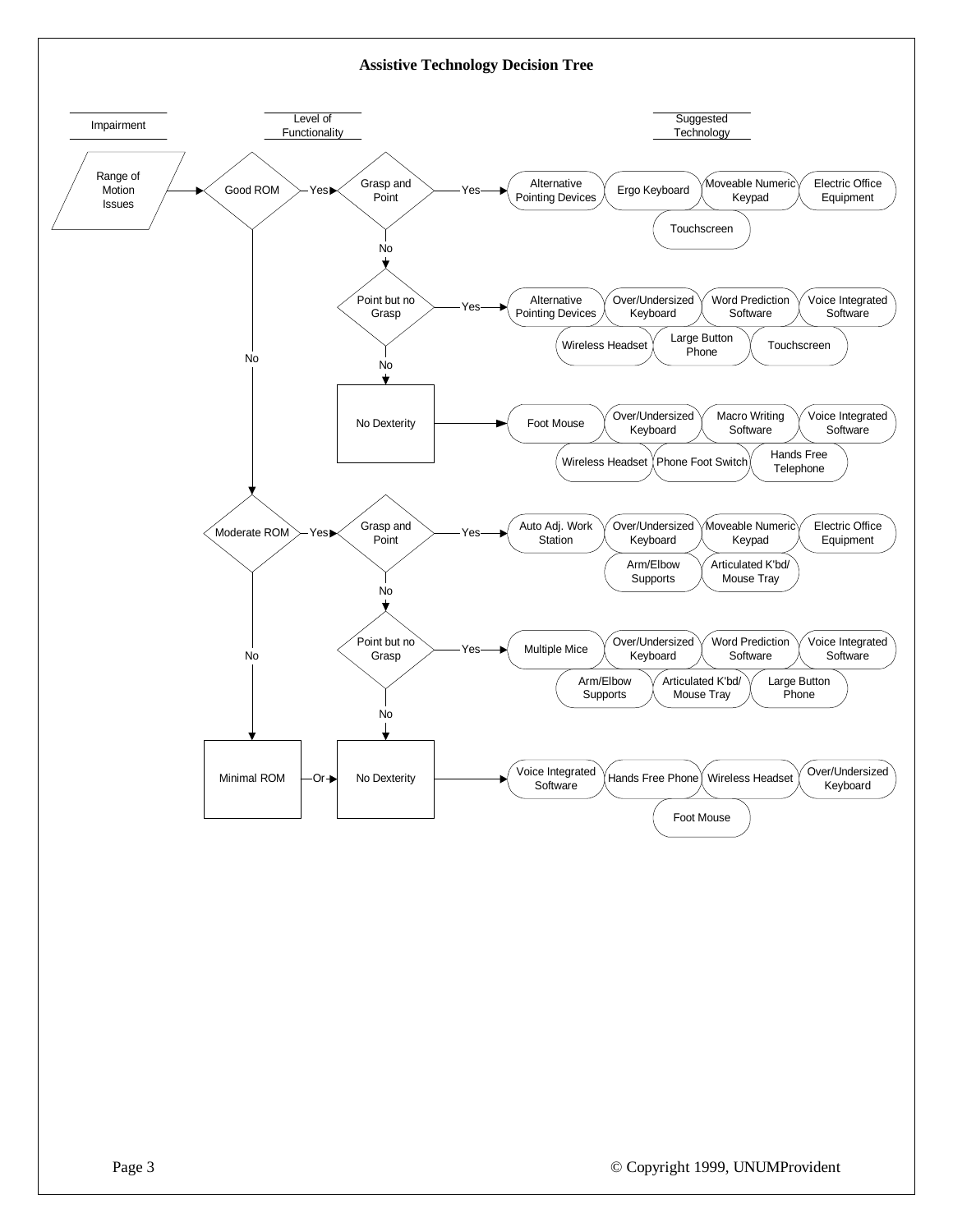# Assistive Technology Decision Tree

| Impairment | Level of Functionality | | Suggested Technology |
|---|---|---|---|
| Range of Motion Issues | Good ROM — Yes | Grasp and Point — Yes | Alternative Pointing Devices; Ergo Keyboard; Moveable Numeric Keypad; Electric Office Equipment; Touchscreen |
| | | Grasp and Point — No → Point but no Grasp — Yes | Alternative Pointing Devices; Over/Undersized Keyboard; Word Prediction Software; Voice Integrated Software; Wireless Headset; Large Button Phone; Touchscreen |
| | | Point but no Grasp — No → No Dexterity | Foot Mouse; Over/Undersized Keyboard; Macro Writing Software; Voice Integrated Software; Wireless Headset; Phone Foot Switch; Hands Free Telephone |
| | Good ROM — No → Moderate ROM — Yes | Grasp and Point — Yes | Auto Adj. Work Station; Over/Undersized Keyboard; Moveable Numeric Keypad; Electric Office Equipment; Arm/Elbow Supports; Articulated K'bd/ Mouse Tray |
| | | Grasp and Point — No → Point but no Grasp — Yes | Multiple Mice; Over/Undersized Keyboard; Word Prediction Software; Voice Integrated Software; Arm/Elbow Supports; Articulated K'bd/ Mouse Tray; Large Button Phone |
| | Moderate ROM — No → Minimal ROM — Or | Point but no Grasp — No → No Dexterity | Voice Integrated Software; Hands Free Phone; Wireless Headset; Over/Undersized Keyboard; Foot Mouse |

© Copyright 1999, UNUMProvident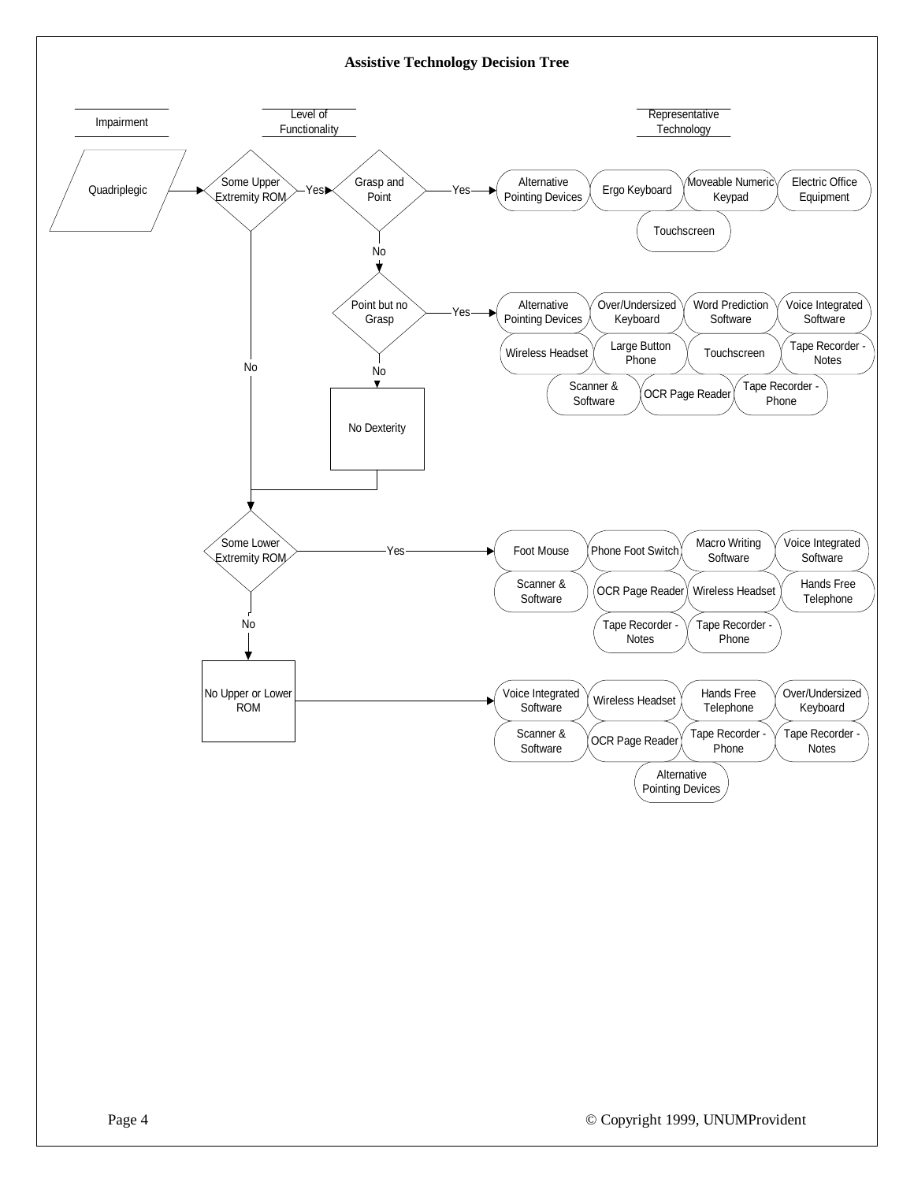# Assistive Technology Decision Tree

| Impairment | Level of Functionality | | Representative Technology |
|---|---|---|---|
| Quadriplegic | Some Upper Extremity ROM — Yes | Grasp and Point — Yes | Alternative Pointing Devices; Ergo Keyboard; Moveable Numeric Keypad; Electric Office Equipment; Touchscreen |
| | | Grasp and Point — No → Point but no Grasp — Yes | Alternative Pointing Devices; Over/Undersized Keyboard; Word Prediction Software; Voice Integrated Software; Wireless Headset; Large Button Phone; Touchscreen; Tape Recorder - Notes; Scanner & Software; OCR Page Reader; Tape Recorder - Phone |
| | | Point but no Grasp — No → No Dexterity | (continues to Some Lower Extremity ROM) |
| | Some Upper Extremity ROM — No / No Dexterity → Some Lower Extremity ROM — Yes | | Foot Mouse; Phone Foot Switch; Macro Writing Software; Voice Integrated Software; Scanner & Software; OCR Page Reader; Wireless Headset; Hands Free Telephone; Tape Recorder - Notes; Tape Recorder - Phone |
| | Some Lower Extremity ROM — No → No Upper or Lower ROM | | Voice Integrated Software; Wireless Headset; Hands Free Telephone; Over/Undersized Keyboard; Scanner & Software; OCR Page Reader; Tape Recorder - Phone; Tape Recorder - Notes; Alternative Pointing Devices |

© Copyright 1999, UNUMProvident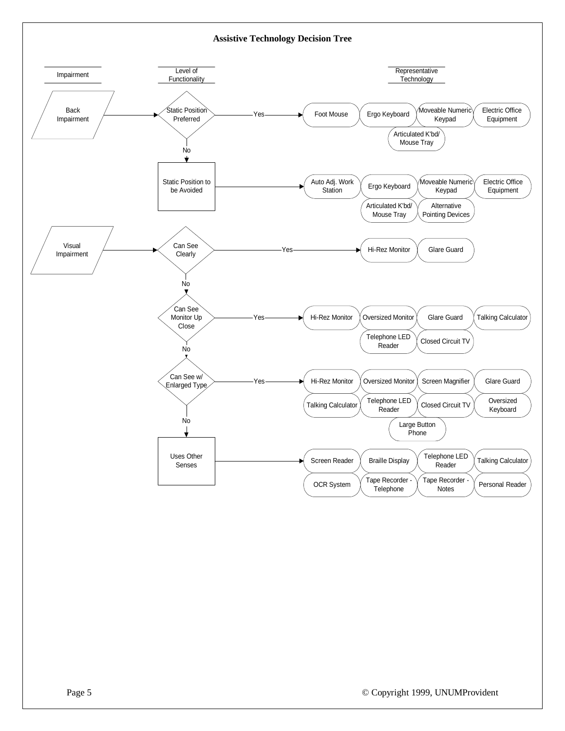# Assistive Technology Decision Tree

| Impairment | Level of Functionality | Representative Technology |
| --- | --- | --- |
| Back Impairment | Static Position Preferred — Yes | Foot Mouse, Ergo Keyboard, Moveable Numeric Keypad, Electric Office Equipment, Articulated K'bd/ Mouse Tray |
| | No → Static Position to be Avoided | Auto Adj. Work Station, Ergo Keyboard, Moveable Numeric Keypad, Electric Office Equipment, Articulated K'bd/ Mouse Tray, Alternative Pointing Devices |
| Visual Impairment | Can See Clearly — Yes | Hi-Rez Monitor, Glare Guard |
| | No → Can See Monitor Up Close — Yes | Hi-Rez Monitor, Oversized Monitor, Glare Guard, Talking Calculator, Telephone LED Reader, Closed Circuit TV |
| | No → Can See w/ Enlarged Type — Yes | Hi-Rez Monitor, Oversized Monitor, Screen Magnifier, Glare Guard, Talking Calculator, Telephone LED Reader, Closed Circuit TV, Oversized Keyboard, Large Button Phone |
| | No → Uses Other Senses | Screen Reader, Braille Display, Telephone LED Reader, Talking Calculator, OCR System, Tape Recorder - Telephone, Tape Recorder - Notes, Personal Reader |

© Copyright 1999, UNUMProvident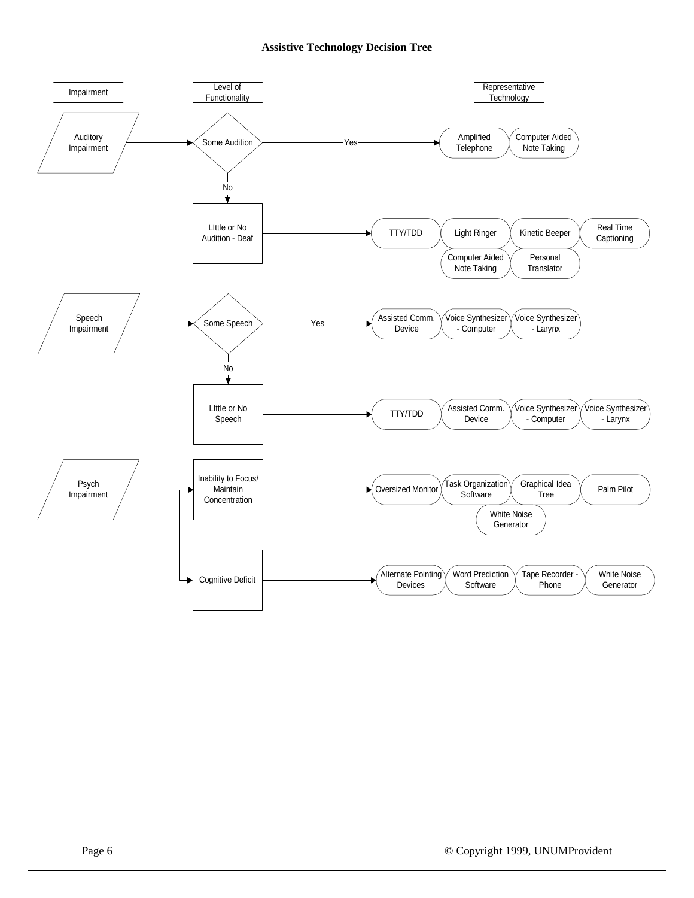# Assistive Technology Decision Tree

| Impairment | Level of Functionality | | Representative Technology |
|---|---|---|---|
| Auditory Impairment | Some Audition | Yes | Amplified Telephone; Computer Aided Note Taking |
| | LIttle or No Audition - Deaf | No | TTY/TDD; Light Ringer; Kinetic Beeper; Real Time Captioning; Computer Aided Note Taking; Personal Translator |
| Speech Impairment | Some Speech | Yes | Assisted Comm. Device; Voice Synthesizer - Computer; Voice Synthesizer - Larynx |
| | LIttle or No Speech | No | TTY/TDD; Assisted Comm. Device; Voice Synthesizer - Computer; Voice Synthesizer - Larynx |
| Psych Impairment | Inability to Focus/ Maintain Concentration | | Oversized Monitor; Task Organization Software; Graphical Idea Tree; Palm Pilot; White Noise Generator |
| | Cognitive Deficit | | Alternate Pointing Devices; Word Prediction Software; Tape Recorder - Phone; White Noise Generator |

© Copyright 1999, UNUMProvident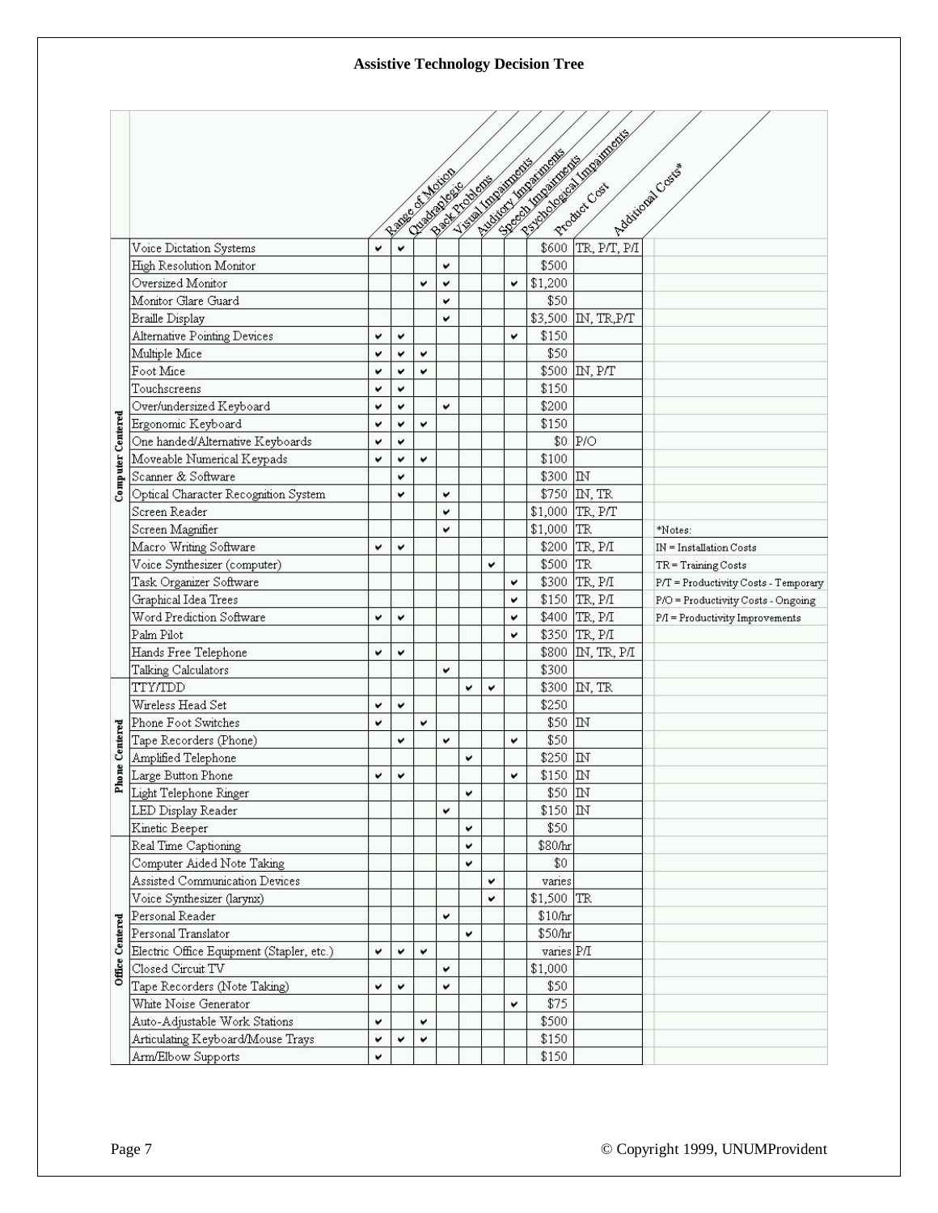# Assistive Technology Decision Tree

| | | Range of Motion | Quadraplegic | Back Problems | Visual Impairments | Auditory Impairments | Speech Impairments | Psychological Impairments | Product Cost | Additional Costs* |
|---|---|---|---|---|---|---|---|---|---|---|
| Computer Centered | Voice Dictation Systems | ✔ | ✔ | | | | | | $600 | TR, P/T, P/I |
| | High Resolution Monitor | | | | ✔ | | | | $500 | |
| | Oversized Monitor | | | ✔ | ✔ | | | ✔ | $1,200 | |
| | Monitor Glare Guard | | | | ✔ | | | | $50 | |
| | Braille Display | | | | ✔ | | | | $3,500 | IN, TR,P/T |
| | Alternative Pointing Devices | ✔ | ✔ | | | | | ✔ | $150 | |
| | Multiple Mice | ✔ | ✔ | ✔ | | | | | $50 | |
| | Foot Mice | ✔ | ✔ | ✔ | | | | | $500 | IN, P/T |
| | Touchscreens | ✔ | ✔ | | | | | | $150 | |
| | Over/undersized Keyboard | ✔ | ✔ | | ✔ | | | | $200 | |
| | Ergonomic Keyboard | ✔ | ✔ | ✔ | | | | | $150 | |
| | One handed/Alternative Keyboards | ✔ | ✔ | | | | | | $0 | P/O |
| | Moveable Numerical Keypads | ✔ | ✔ | ✔ | | | | | $100 | |
| | Scanner & Software | | ✔ | | | | | | $300 | IN |
| | Optical Character Recognition System | | ✔ | | ✔ | | | | $750 | IN, TR |
| | Screen Reader | | | | ✔ | | | | $1,000 | TR, P/T |
| | Screen Magnifier | | | | ✔ | | | | $1,000 | TR |
| | Macro Writing Software | ✔ | ✔ | | | | | | $200 | TR, P/I |
| | Voice Synthesizer (computer) | | | | | | ✔ | | $500 | TR |
| | Task Organizer Software | | | | | | | ✔ | $300 | TR, P/I |
| | Graphical Idea Trees | | | | | | | ✔ | $150 | TR, P/I |
| | Word Prediction Software | ✔ | ✔ | | | | | ✔ | $400 | TR, P/I |
| | Palm Pilot | | | | | | | ✔ | $350 | TR, P/I |
| | Hands Free Telephone | ✔ | ✔ | | | | | | $800 | IN, TR, P/I |
| | Talking Calculators | | | | ✔ | | | | $300 | |
| Phone Centered | TTY/TDD | | | | | ✔ | ✔ | | $300 | IN, TR |
| | Wireless Head Set | ✔ | ✔ | | | | | | $250 | |
| | Phone Foot Switches | ✔ | | ✔ | | | | | $50 | IN |
| | Tape Recorders (Phone) | | ✔ | | ✔ | | | ✔ | $50 | |
| | Amplified Telephone | | | | | ✔ | | | $250 | IN |
| | Large Button Phone | ✔ | ✔ | | | | | ✔ | $150 | IN |
| | Light Telephone Ringer | | | | | ✔ | | | $50 | IN |
| | LED Display Reader | | | | ✔ | | | | $150 | IN |
| | Kinetic Beeper | | | | | ✔ | | | $50 | |
| Office Centered | Real Time Captioning | | | | | ✔ | | | $80/hr | |
| | Computer Aided Note Taking | | | | | ✔ | | | $0 | |
| | Assisted Communication Devices | | | | | | ✔ | | varies | |
| | Voice Synthesizer (larynx) | | | | | | ✔ | | $1,500 | TR |
| | Personal Reader | | | | ✔ | | | | $10/hr | |
| | Personal Translator | | | | | ✔ | | | $50/hr | |
| | Electric Office Equipment (Stapler, etc.) | ✔ | ✔ | ✔ | | | | | varies | P/I |
| | Closed Circuit TV | | | | ✔ | | | | $1,000 | |
| | Tape Recorders (Note Taking) | ✔ | ✔ | | ✔ | | | | $50 | |
| | White Noise Generator | | | | | | | ✔ | $75 | |
| | Auto-Adjustable Work Stations | ✔ | | ✔ | | | | | $500 | |
| | Articulating Keyboard/Mouse Trays | ✔ | ✔ | ✔ | | | | | $150 | |
| | Arm/Elbow Supports | ✔ | | | | | | | $150 | |

*Notes:

IN = Installation Costs

TR = Training Costs

P/T = Productivity Costs - Temporary

P/O = Productivity Costs - Ongoing

P/I = Productivity Improvements

© Copyright 1999, UNUMProvident